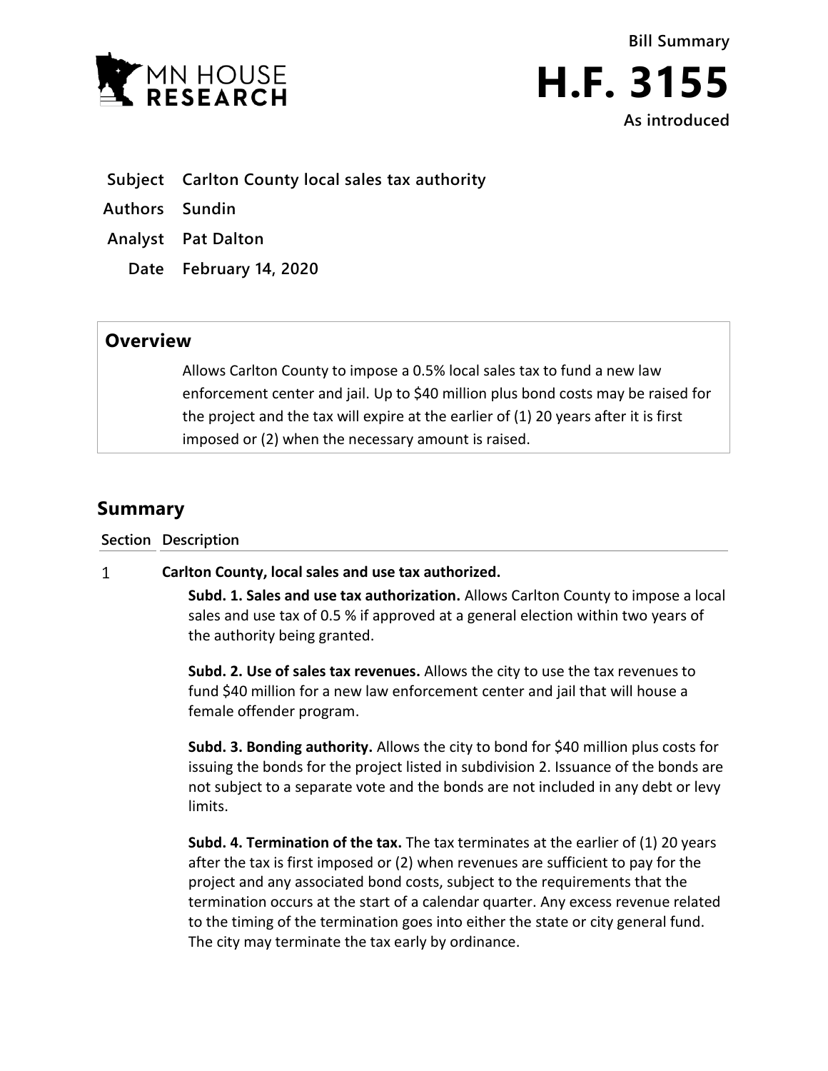Bill Summary

# H.F. 3155

As introduced

**Subject** Carlton County local sales tax authority

**Authors** Sundin

**Analyst** Pat Dalton

**Date** February 14, 2020

## Overview

Allows Carlton County to impose a 0.5% local sales tax to fund a new law enforcement center and jail. Up to $40 million plus bond costs may be raised for the project and the tax will expire at the earlier of (1) 20 years after it is first imposed or (2) when the necessary amount is raised.

## Summary

| Section | Description |
| --- | --- |
| 1 | **Carlton County, local sales and use tax authorized.** |

**Subd. 1. Sales and use tax authorization.** Allows Carlton County to impose a local sales and use tax of 0.5 % if approved at a general election within two years of the authority being granted.

**Subd. 2. Use of sales tax revenues.** Allows the city to use the tax revenues to fund $40 million for a new law enforcement center and jail that will house a female offender program.

**Subd. 3. Bonding authority.** Allows the city to bond for $40 million plus costs for issuing the bonds for the project listed in subdivision 2. Issuance of the bonds are not subject to a separate vote and the bonds are not included in any debt or levy limits.

**Subd. 4. Termination of the tax.** The tax terminates at the earlier of (1) 20 years after the tax is first imposed or (2) when revenues are sufficient to pay for the project and any associated bond costs, subject to the requirements that the termination occurs at the start of a calendar quarter. Any excess revenue related to the timing of the termination goes into either the state or city general fund. The city may terminate the tax early by ordinance.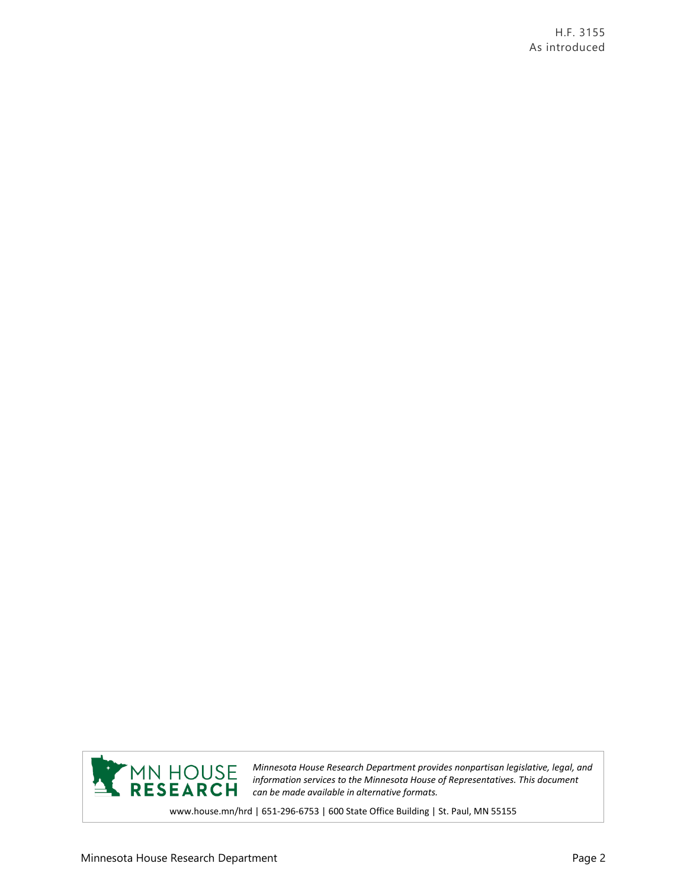MN HOUSE RESEARCH

*Minnesota House Research Department provides nonpartisan legislative, legal, and information services to the Minnesota House of Representatives. This document can be made available in alternative formats.*

www.house.mn/hrd | 651-296-6753 | 600 State Office Building | St. Paul, MN 55155